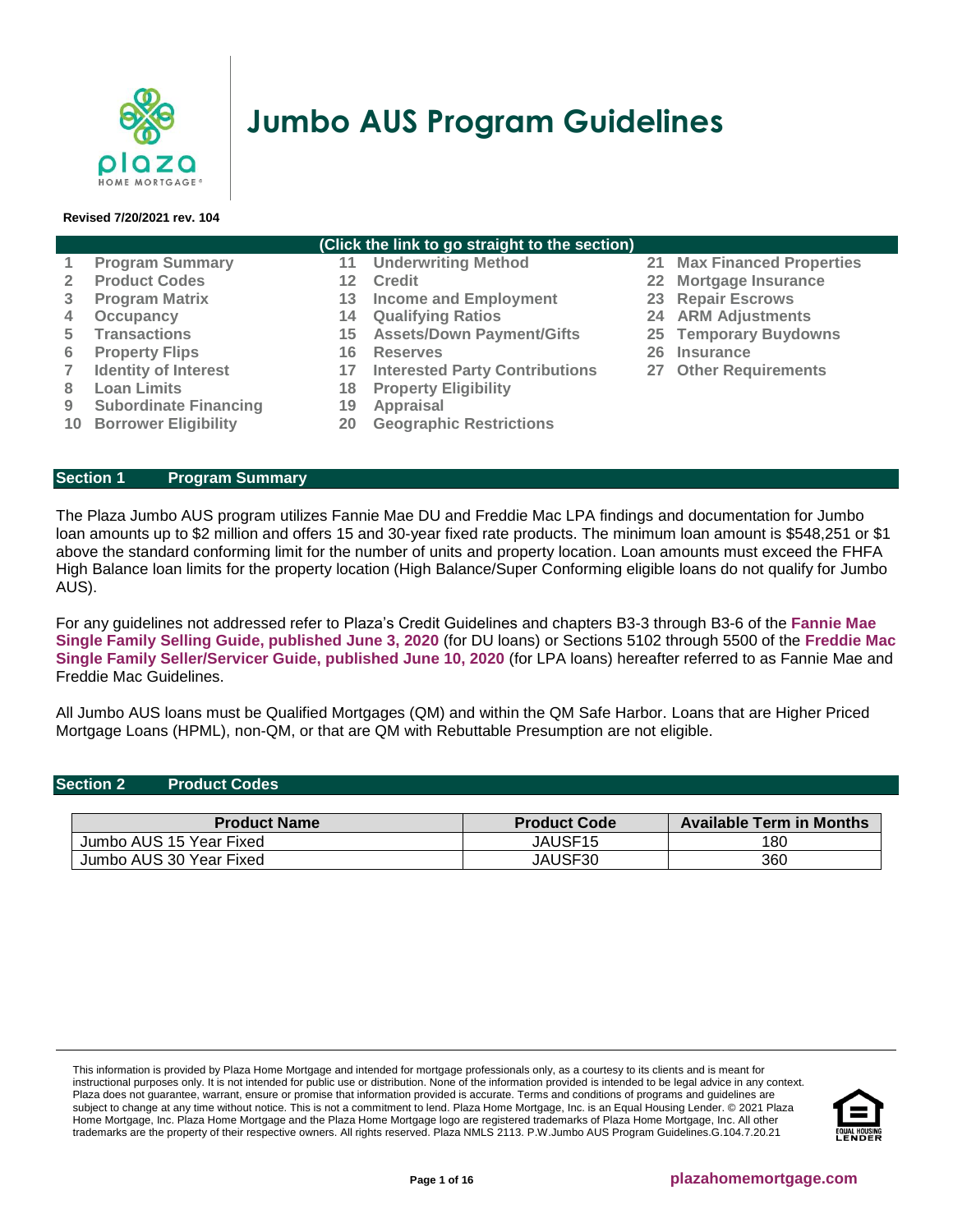# Jumbo AUS Program Guidelines

**Revised 7/20/2021 rev. 104**

**(Click the link to go straight to the section)**

| | | | | | |
|---|---|---|---|---|---|
| 1 | Program Summary | 11 | Underwriting Method | 21 | Max Financed Properties |
| 2 | Product Codes | 12 | Credit | 22 | Mortgage Insurance |
| 3 | Program Matrix | 13 | Income and Employment | 23 | Repair Escrows |
| 4 | Occupancy | 14 | Qualifying Ratios | 24 | ARM Adjustments |
| 5 | Transactions | 15 | Assets/Down Payment/Gifts | 25 | Temporary Buydowns |
| 6 | Property Flips | 16 | Reserves | 26 | Insurance |
| 7 | Identity of Interest | 17 | Interested Party Contributions | 27 | Other Requirements |
| 8 | Loan Limits | 18 | Property Eligibility | | |
| 9 | Subordinate Financing | 19 | Appraisal | | |
| 10 | Borrower Eligibility | 20 | Geographic Restrictions | | |

## Section 1 Program Summary

The Plaza Jumbo AUS program utilizes Fannie Mae DU and Freddie Mac LPA findings and documentation for Jumbo loan amounts up to $2 million and offers 15 and 30-year fixed rate products. The minimum loan amount is $548,251 or $1 above the standard conforming limit for the number of units and property location. Loan amounts must exceed the FHFA High Balance loan limits for the property location (High Balance/Super Conforming eligible loans do not qualify for Jumbo AUS).

For any guidelines not addressed refer to Plaza's Credit Guidelines and chapters B3-3 through B3-6 of the **Fannie Mae Single Family Selling Guide, published June 3, 2020** (for DU loans) or Sections 5102 through 5500 of the **Freddie Mac Single Family Seller/Servicer Guide, published June 10, 2020** (for LPA loans) hereafter referred to as Fannie Mae and Freddie Mac Guidelines.

All Jumbo AUS loans must be Qualified Mortgages (QM) and within the QM Safe Harbor. Loans that are Higher Priced Mortgage Loans (HPML), non-QM, or that are QM with Rebuttable Presumption are not eligible.

## Section 2 Product Codes

| Product Name | Product Code | Available Term in Months |
|---|---|---|
| Jumbo AUS 15 Year Fixed | JAUSF15 | 180 |
| Jumbo AUS 30 Year Fixed | JAUSF30 | 360 |

This information is provided by Plaza Home Mortgage and intended for mortgage professionals only, as a courtesy to its clients and is meant for instructional purposes only. It is not intended for public use or distribution. None of the information provided is intended to be legal advice in any context. Plaza does not guarantee, warrant, ensure or promise that information provided is accurate. Terms and conditions of programs and guidelines are subject to change at any time without notice. This is not a commitment to lend. Plaza Home Mortgage, Inc. is an Equal Housing Lender. © 2021 Plaza Home Mortgage, Inc. Plaza Home Mortgage and the Plaza Home Mortgage logo are registered trademarks of Plaza Home Mortgage, Inc. All other trademarks are the property of their respective owners. All rights reserved. Plaza NMLS 2113. P.W.Jumbo AUS Program Guidelines.G.104.7.20.21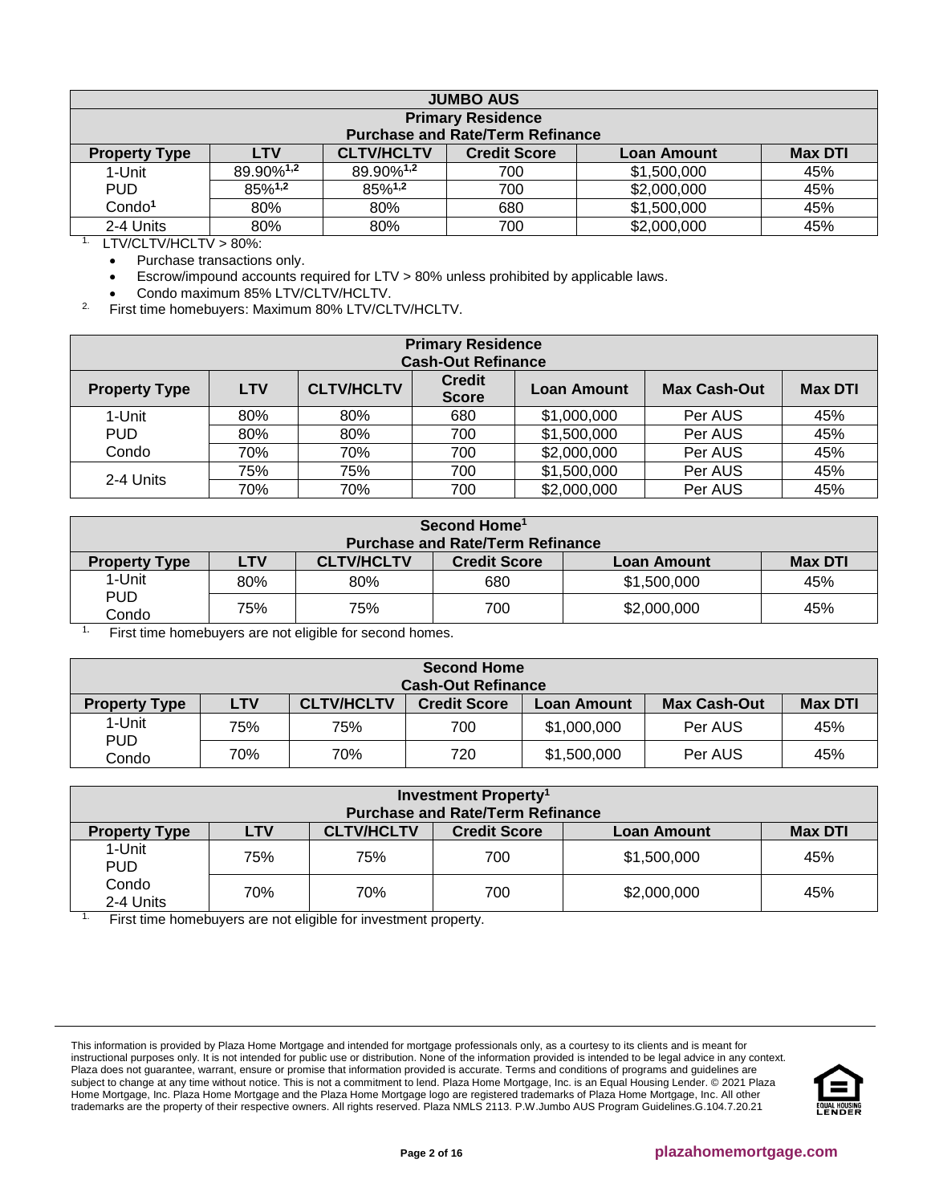| JUMBO AUS | | | | | |
|---|---|---|---|---|---|
| **Primary Residence<br>Purchase and Rate/Term Refinance** | | | | | |
| **Property Type** | **LTV** | **CLTV/HCLTV** | **Credit Score** | **Loan Amount** | **Max DTI** |
| 1-Unit<br>PUD<br>Condo[1] | 89.90%[1,2] | 89.90%[1,2] | 700 | $1,500,000 | 45% |
| | 85%[1,2] | 85%[1,2] | 700 | $2,000,000 | 45% |
| | 80% | 80% | 680 | $1,500,000 | 45% |
| 2-4 Units | 80% | 80% | 700 | $2,000,000 | 45% |

1. LTV/CLTV/HCLTV > 80%:
   - Purchase transactions only.
   - Escrow/impound accounts required for LTV > 80% unless prohibited by applicable laws.
   - Condo maximum 85% LTV/CLTV/HCLTV.
2. First time homebuyers: Maximum 80% LTV/CLTV/HCLTV.

| Primary Residence<br>Cash-Out Refinance | | | | | | |
|---|---|---|---|---|---|---|
| **Property Type** | **LTV** | **CLTV/HCLTV** | **Credit Score** | **Loan Amount** | **Max Cash-Out** | **Max DTI** |
| 1-Unit<br>PUD<br>Condo | 80% | 80% | 680 | $1,000,000 | Per AUS | 45% |
| | 80% | 80% | 700 | $1,500,000 | Per AUS | 45% |
| | 70% | 70% | 700 | $2,000,000 | Per AUS | 45% |
| 2-4 Units | 75% | 75% | 700 | $1,500,000 | Per AUS | 45% |
| | 70% | 70% | 700 | $2,000,000 | Per AUS | 45% |

| Second Home[1]<br>Purchase and Rate/Term Refinance | | | | | |
|---|---|---|---|---|---|
| **Property Type** | **LTV** | **CLTV/HCLTV** | **Credit Score** | **Loan Amount** | **Max DTI** |
| 1-Unit<br>PUD<br>Condo | 80% | 80% | 680 | $1,500,000 | 45% |
| | 75% | 75% | 700 | $2,000,000 | 45% |

1. First time homebuyers are not eligible for second homes.

| Second Home<br>Cash-Out Refinance | | | | | | |
|---|---|---|---|---|---|---|
| **Property Type** | **LTV** | **CLTV/HCLTV** | **Credit Score** | **Loan Amount** | **Max Cash-Out** | **Max DTI** |
| 1-Unit<br>PUD<br>Condo | 75% | 75% | 700 | $1,000,000 | Per AUS | 45% |
| | 70% | 70% | 720 | $1,500,000 | Per AUS | 45% |

| Investment Property[1]<br>Purchase and Rate/Term Refinance | | | | | |
|---|---|---|---|---|---|
| **Property Type** | **LTV** | **CLTV/HCLTV** | **Credit Score** | **Loan Amount** | **Max DTI** |
| 1-Unit<br>PUD<br>Condo<br>2-4 Units | 75% | 75% | 700 | $1,500,000 | 45% |
| | 70% | 70% | 700 | $2,000,000 | 45% |

1. First time homebuyers are not eligible for investment property.

This information is provided by Plaza Home Mortgage and intended for mortgage professionals only, as a courtesy to its clients and is meant for instructional purposes only. It is not intended for public use or distribution. None of the information provided is intended to be legal advice in any context. Plaza does not guarantee, warrant, ensure or promise that information provided is accurate. Terms and conditions of programs and guidelines are subject to change at any time without notice. This is not a commitment to lend. Plaza Home Mortgage, Inc. is an Equal Housing Lender. © 2021 Plaza Home Mortgage, Inc. Plaza Home Mortgage and the Plaza Home Mortgage logo are registered trademarks of Plaza Home Mortgage, Inc. All other trademarks are the property of their respective owners. All rights reserved. Plaza NMLS 2113. P.W.Jumbo AUS Program Guidelines.G.104.7.20.21

plazahomemortgage.com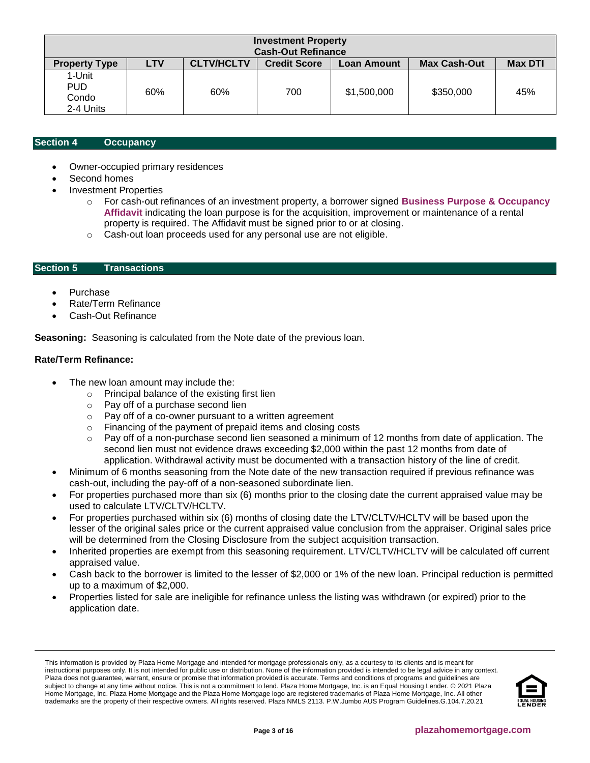| Investment Property Cash-Out Refinance | | | | | | |
|---|---|---|---|---|---|---|
| **Property Type** | **LTV** | **CLTV/HCLTV** | **Credit Score** | **Loan Amount** | **Max Cash-Out** | **Max DTI** |
| 1-Unit<br>PUD<br>Condo<br>2-4 Units | 60% | 60% | 700 | $1,500,000 | $350,000 | 45% |

## Section 4 Occupancy

- Owner-occupied primary residences
- Second homes
- Investment Properties
  - For cash-out refinances of an investment property, a borrower signed **Business Purpose & Occupancy Affidavit** indicating the loan purpose is for the acquisition, improvement or maintenance of a rental property is required. The Affidavit must be signed prior to or at closing.
  - Cash-out loan proceeds used for any personal use are not eligible.

## Section 5 Transactions

- Purchase
- Rate/Term Refinance
- Cash-Out Refinance

**Seasoning:** Seasoning is calculated from the Note date of the previous loan.

**Rate/Term Refinance:**

- The new loan amount may include the:
  - Principal balance of the existing first lien
  - Pay off of a purchase second lien
  - Pay off of a co-owner pursuant to a written agreement
  - Financing of the payment of prepaid items and closing costs
  - Pay off of a non-purchase second lien seasoned a minimum of 12 months from date of application. The second lien must not evidence draws exceeding $2,000 within the past 12 months from date of application. Withdrawal activity must be documented with a transaction history of the line of credit.
- Minimum of 6 months seasoning from the Note date of the new transaction required if previous refinance was cash-out, including the pay-off of a non-seasoned subordinate lien.
- For properties purchased more than six (6) months prior to the closing date the current appraised value may be used to calculate LTV/CLTV/HCLTV.
- For properties purchased within six (6) months of closing date the LTV/CLTV/HCLTV will be based upon the lesser of the original sales price or the current appraised value conclusion from the appraiser. Original sales price will be determined from the Closing Disclosure from the subject acquisition transaction.
- Inherited properties are exempt from this seasoning requirement. LTV/CLTV/HCLTV will be calculated off current appraised value.
- Cash back to the borrower is limited to the lesser of $2,000 or 1% of the new loan. Principal reduction is permitted up to a maximum of $2,000.
- Properties listed for sale are ineligible for refinance unless the listing was withdrawn (or expired) prior to the application date.

This information is provided by Plaza Home Mortgage and intended for mortgage professionals only, as a courtesy to its clients and is meant for instructional purposes only. It is not intended for public use or distribution. None of the information provided is intended to be legal advice in any context. Plaza does not guarantee, warrant, ensure or promise that information provided is accurate. Terms and conditions of programs and guidelines are subject to change at any time without notice. This is not a commitment to lend. Plaza Home Mortgage, Inc. is an Equal Housing Lender. © 2021 Plaza Home Mortgage, Inc. Plaza Home Mortgage and the Plaza Home Mortgage logo are registered trademarks of Plaza Home Mortgage, Inc. All other trademarks are the property of their respective owners. All rights reserved. Plaza NMLS 2113. P.W.Jumbo AUS Program Guidelines.G.104.7.20.21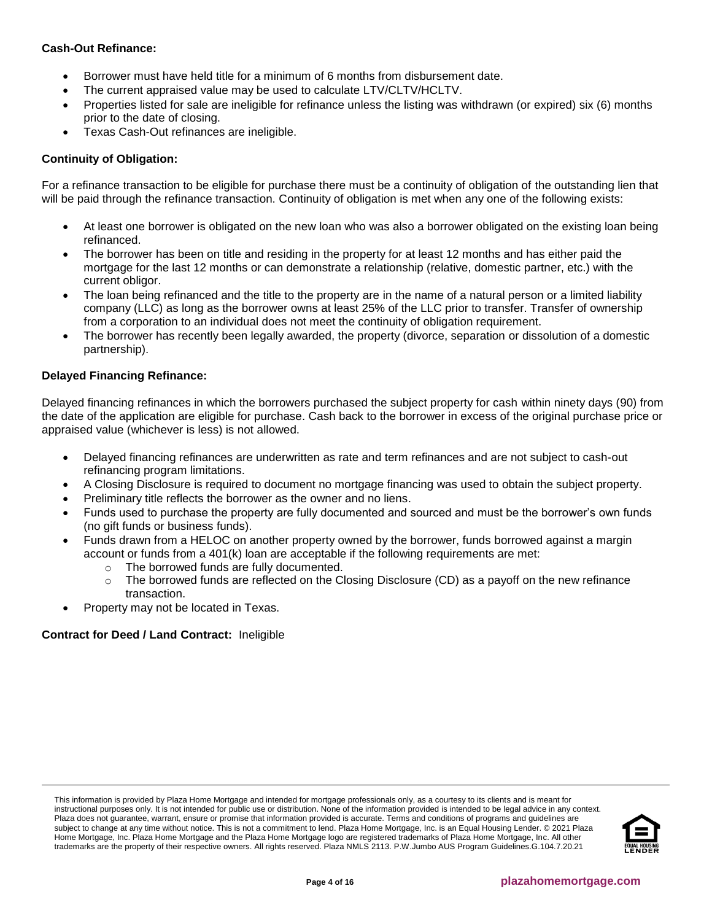**Cash-Out Refinance:**

- Borrower must have held title for a minimum of 6 months from disbursement date.
- The current appraised value may be used to calculate LTV/CLTV/HCLTV.
- Properties listed for sale are ineligible for refinance unless the listing was withdrawn (or expired) six (6) months prior to the date of closing.
- Texas Cash-Out refinances are ineligible.

**Continuity of Obligation:**

For a refinance transaction to be eligible for purchase there must be a continuity of obligation of the outstanding lien that will be paid through the refinance transaction. Continuity of obligation is met when any one of the following exists:

- At least one borrower is obligated on the new loan who was also a borrower obligated on the existing loan being refinanced.
- The borrower has been on title and residing in the property for at least 12 months and has either paid the mortgage for the last 12 months or can demonstrate a relationship (relative, domestic partner, etc.) with the current obligor.
- The loan being refinanced and the title to the property are in the name of a natural person or a limited liability company (LLC) as long as the borrower owns at least 25% of the LLC prior to transfer. Transfer of ownership from a corporation to an individual does not meet the continuity of obligation requirement.
- The borrower has recently been legally awarded, the property (divorce, separation or dissolution of a domestic partnership).

**Delayed Financing Refinance:**

Delayed financing refinances in which the borrowers purchased the subject property for cash within ninety days (90) from the date of the application are eligible for purchase. Cash back to the borrower in excess of the original purchase price or appraised value (whichever is less) is not allowed.

- Delayed financing refinances are underwritten as rate and term refinances and are not subject to cash-out refinancing program limitations.
- A Closing Disclosure is required to document no mortgage financing was used to obtain the subject property.
- Preliminary title reflects the borrower as the owner and no liens.
- Funds used to purchase the property are fully documented and sourced and must be the borrower's own funds (no gift funds or business funds).
- Funds drawn from a HELOC on another property owned by the borrower, funds borrowed against a margin account or funds from a 401(k) loan are acceptable if the following requirements are met:
    - The borrowed funds are fully documented.
    - The borrowed funds are reflected on the Closing Disclosure (CD) as a payoff on the new refinance transaction.
- Property may not be located in Texas.

**Contract for Deed / Land Contract:** Ineligible

This information is provided by Plaza Home Mortgage and intended for mortgage professionals only, as a courtesy to its clients and is meant for instructional purposes only. It is not intended for public use or distribution. None of the information provided is intended to be legal advice in any context. Plaza does not guarantee, warrant, ensure or promise that information provided is accurate. Terms and conditions of programs and guidelines are subject to change at any time without notice. This is not a commitment to lend. Plaza Home Mortgage, Inc. is an Equal Housing Lender. © 2021 Plaza Home Mortgage, Inc. Plaza Home Mortgage and the Plaza Home Mortgage logo are registered trademarks of Plaza Home Mortgage, Inc. All other trademarks are the property of their respective owners. All rights reserved. Plaza NMLS 2113. P.W.Jumbo AUS Program Guidelines.G.104.7.20.21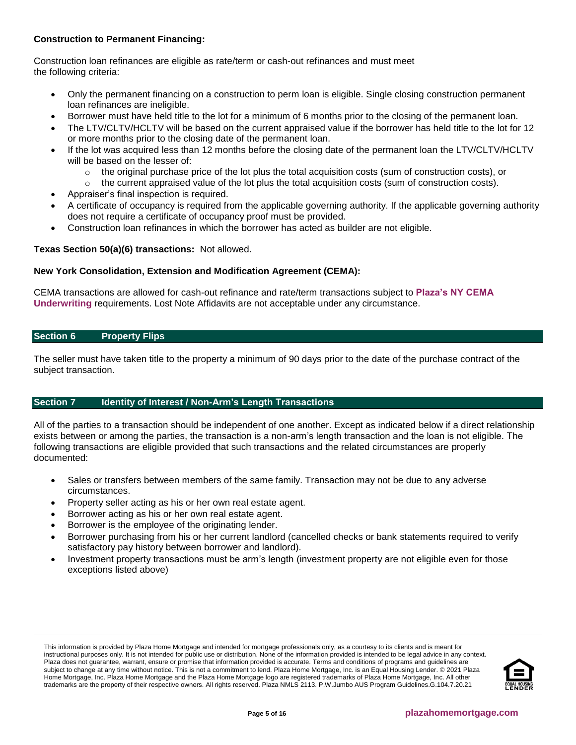**Construction to Permanent Financing:**

Construction loan refinances are eligible as rate/term or cash-out refinances and must meet the following criteria:

- Only the permanent financing on a construction to perm loan is eligible. Single closing construction permanent loan refinances are ineligible.
- Borrower must have held title to the lot for a minimum of 6 months prior to the closing of the permanent loan.
- The LTV/CLTV/HCLTV will be based on the current appraised value if the borrower has held title to the lot for 12 or more months prior to the closing date of the permanent loan.
- If the lot was acquired less than 12 months before the closing date of the permanent loan the LTV/CLTV/HCLTV will be based on the lesser of:
  - the original purchase price of the lot plus the total acquisition costs (sum of construction costs), or
  - the current appraised value of the lot plus the total acquisition costs (sum of construction costs).
- Appraiser's final inspection is required.
- A certificate of occupancy is required from the applicable governing authority. If the applicable governing authority does not require a certificate of occupancy proof must be provided.
- Construction loan refinances in which the borrower has acted as builder are not eligible.

**Texas Section 50(a)(6) transactions:** Not allowed.

**New York Consolidation, Extension and Modification Agreement (CEMA):**

CEMA transactions are allowed for cash-out refinance and rate/term transactions subject to **Plaza's NY CEMA Underwriting** requirements. Lost Note Affidavits are not acceptable under any circumstance.

## Section 6 Property Flips

The seller must have taken title to the property a minimum of 90 days prior to the date of the purchase contract of the subject transaction.

## Section 7 Identity of Interest / Non-Arm's Length Transactions

All of the parties to a transaction should be independent of one another. Except as indicated below if a direct relationship exists between or among the parties, the transaction is a non-arm's length transaction and the loan is not eligible. The following transactions are eligible provided that such transactions and the related circumstances are properly documented:

- Sales or transfers between members of the same family. Transaction may not be due to any adverse circumstances.
- Property seller acting as his or her own real estate agent.
- Borrower acting as his or her own real estate agent.
- Borrower is the employee of the originating lender.
- Borrower purchasing from his or her current landlord (cancelled checks or bank statements required to verify satisfactory pay history between borrower and landlord).
- Investment property transactions must be arm's length (investment property are not eligible even for those exceptions listed above)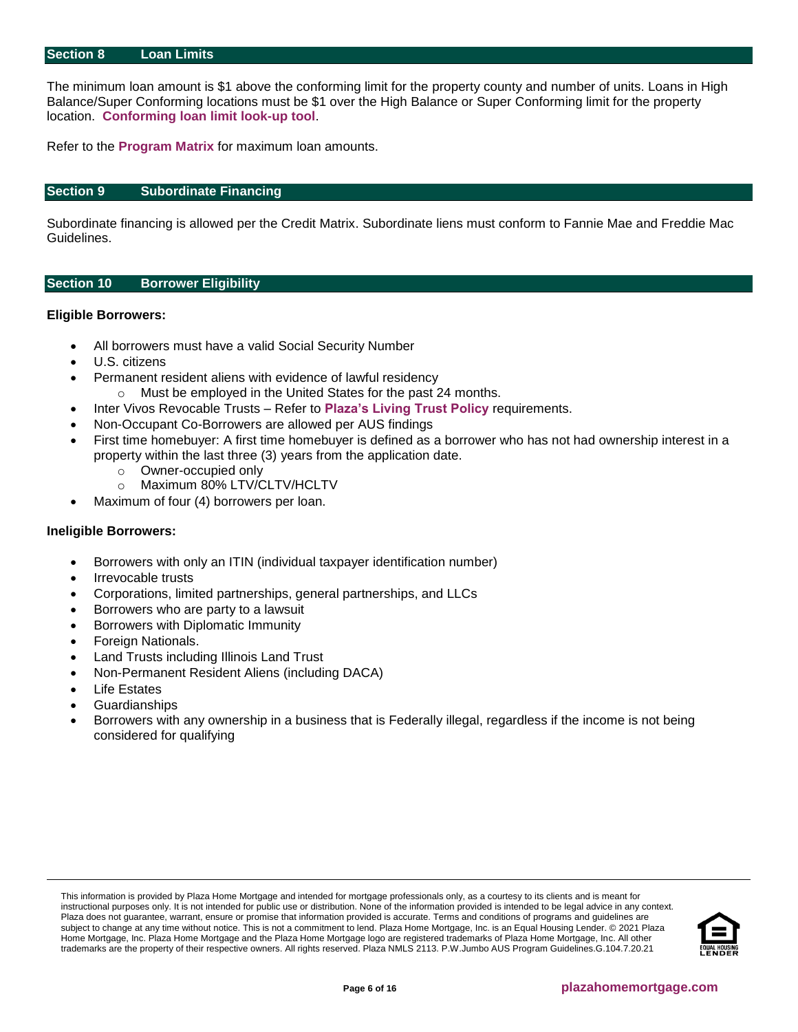## Section 8 Loan Limits

The minimum loan amount is $1 above the conforming limit for the property county and number of units. Loans in High Balance/Super Conforming locations must be $1 over the High Balance or Super Conforming limit for the property location. **Conforming loan limit look-up tool**.

Refer to the **Program Matrix** for maximum loan amounts.

## Section 9 Subordinate Financing

Subordinate financing is allowed per the Credit Matrix. Subordinate liens must conform to Fannie Mae and Freddie Mac Guidelines.

## Section 10 Borrower Eligibility

**Eligible Borrowers:**

- All borrowers must have a valid Social Security Number
- U.S. citizens
- Permanent resident aliens with evidence of lawful residency
  - Must be employed in the United States for the past 24 months.
- Inter Vivos Revocable Trusts – Refer to **Plaza's Living Trust Policy** requirements.
- Non-Occupant Co-Borrowers are allowed per AUS findings
- First time homebuyer: A first time homebuyer is defined as a borrower who has not had ownership interest in a property within the last three (3) years from the application date.
  - Owner-occupied only
  - Maximum 80% LTV/CLTV/HCLTV
- Maximum of four (4) borrowers per loan.

**Ineligible Borrowers:**

- Borrowers with only an ITIN (individual taxpayer identification number)
- Irrevocable trusts
- Corporations, limited partnerships, general partnerships, and LLCs
- Borrowers who are party to a lawsuit
- Borrowers with Diplomatic Immunity
- Foreign Nationals.
- Land Trusts including Illinois Land Trust
- Non-Permanent Resident Aliens (including DACA)
- Life Estates
- Guardianships
- Borrowers with any ownership in a business that is Federally illegal, regardless if the income is not being considered for qualifying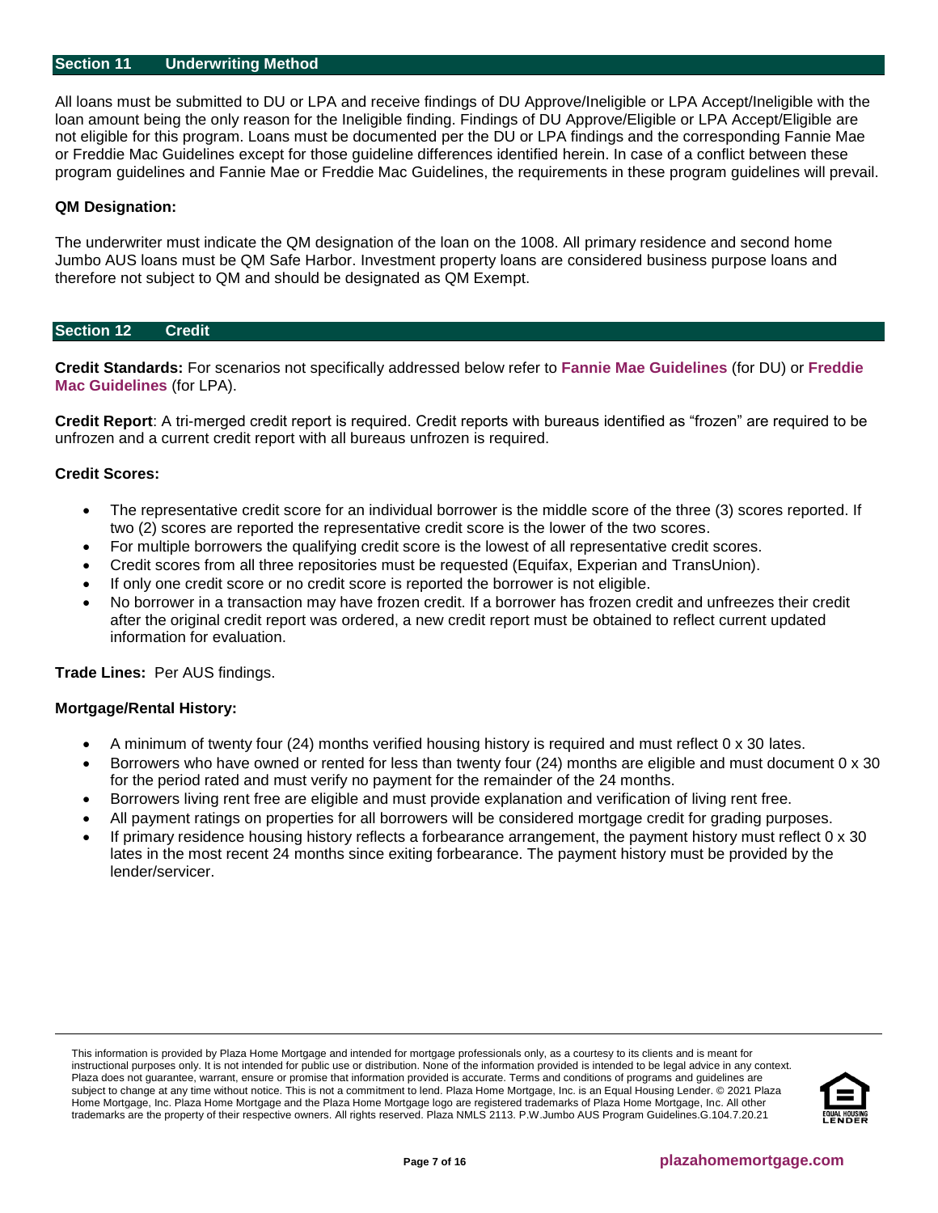## Section 11 Underwriting Method

All loans must be submitted to DU or LPA and receive findings of DU Approve/Ineligible or LPA Accept/Ineligible with the loan amount being the only reason for the Ineligible finding. Findings of DU Approve/Eligible or LPA Accept/Eligible are not eligible for this program. Loans must be documented per the DU or LPA findings and the corresponding Fannie Mae or Freddie Mac Guidelines except for those guideline differences identified herein. In case of a conflict between these program guidelines and Fannie Mae or Freddie Mac Guidelines, the requirements in these program guidelines will prevail.

**QM Designation:**

The underwriter must indicate the QM designation of the loan on the 1008. All primary residence and second home Jumbo AUS loans must be QM Safe Harbor. Investment property loans are considered business purpose loans and therefore not subject to QM and should be designated as QM Exempt.

## Section 12 Credit

**Credit Standards:** For scenarios not specifically addressed below refer to **Fannie Mae Guidelines** (for DU) or **Freddie Mac Guidelines** (for LPA).

**Credit Report**: A tri-merged credit report is required. Credit reports with bureaus identified as "frozen" are required to be unfrozen and a current credit report with all bureaus unfrozen is required.

**Credit Scores:**

- The representative credit score for an individual borrower is the middle score of the three (3) scores reported. If two (2) scores are reported the representative credit score is the lower of the two scores.
- For multiple borrowers the qualifying credit score is the lowest of all representative credit scores.
- Credit scores from all three repositories must be requested (Equifax, Experian and TransUnion).
- If only one credit score or no credit score is reported the borrower is not eligible.
- No borrower in a transaction may have frozen credit. If a borrower has frozen credit and unfreezes their credit after the original credit report was ordered, a new credit report must be obtained to reflect current updated information for evaluation.

**Trade Lines:** Per AUS findings.

**Mortgage/Rental History:**

- A minimum of twenty four (24) months verified housing history is required and must reflect 0 x 30 lates.
- Borrowers who have owned or rented for less than twenty four (24) months are eligible and must document 0 x 30 for the period rated and must verify no payment for the remainder of the 24 months.
- Borrowers living rent free are eligible and must provide explanation and verification of living rent free.
- All payment ratings on properties for all borrowers will be considered mortgage credit for grading purposes.
- If primary residence housing history reflects a forbearance arrangement, the payment history must reflect 0 x 30 lates in the most recent 24 months since exiting forbearance. The payment history must be provided by the lender/servicer.

This information is provided by Plaza Home Mortgage and intended for mortgage professionals only, as a courtesy to its clients and is meant for instructional purposes only. It is not intended for public use or distribution. None of the information provided is intended to be legal advice in any context. Plaza does not guarantee, warrant, ensure or promise that information provided is accurate. Terms and conditions of programs and guidelines are subject to change at any time without notice. This is not a commitment to lend. Plaza Home Mortgage, Inc. is an Equal Housing Lender. © 2021 Plaza Home Mortgage, Inc. Plaza Home Mortgage and the Plaza Home Mortgage logo are registered trademarks of Plaza Home Mortgage, Inc. All other trademarks are the property of their respective owners. All rights reserved. Plaza NMLS 2113. P.W.Jumbo AUS Program Guidelines.G.104.7.20.21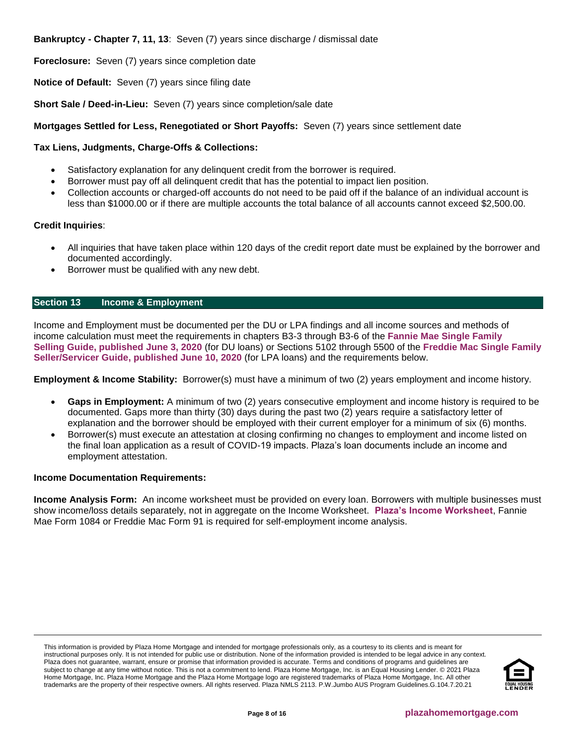**Bankruptcy - Chapter 7, 11, 13**: Seven (7) years since discharge / dismissal date

**Foreclosure:** Seven (7) years since completion date

**Notice of Default:** Seven (7) years since filing date

**Short Sale / Deed-in-Lieu:** Seven (7) years since completion/sale date

**Mortgages Settled for Less, Renegotiated or Short Payoffs:** Seven (7) years since settlement date

**Tax Liens, Judgments, Charge-Offs & Collections:**

- Satisfactory explanation for any delinquent credit from the borrower is required.
- Borrower must pay off all delinquent credit that has the potential to impact lien position.
- Collection accounts or charged-off accounts do not need to be paid off if the balance of an individual account is less than $1000.00 or if there are multiple accounts the total balance of all accounts cannot exceed $2,500.00.

**Credit Inquiries**:

- All inquiries that have taken place within 120 days of the credit report date must be explained by the borrower and documented accordingly.
- Borrower must be qualified with any new debt.

## Section 13 Income & Employment

Income and Employment must be documented per the DU or LPA findings and all income sources and methods of income calculation must meet the requirements in chapters B3-3 through B3-6 of the **Fannie Mae Single Family Selling Guide, published June 3, 2020** (for DU loans) or Sections 5102 through 5500 of the **Freddie Mac Single Family Seller/Servicer Guide, published June 10, 2020** (for LPA loans) and the requirements below.

**Employment & Income Stability:** Borrower(s) must have a minimum of two (2) years employment and income history.

- **Gaps in Employment:** A minimum of two (2) years consecutive employment and income history is required to be documented. Gaps more than thirty (30) days during the past two (2) years require a satisfactory letter of explanation and the borrower should be employed with their current employer for a minimum of six (6) months.
- Borrower(s) must execute an attestation at closing confirming no changes to employment and income listed on the final loan application as a result of COVID-19 impacts. Plaza's loan documents include an income and employment attestation.

**Income Documentation Requirements:**

**Income Analysis Form:** An income worksheet must be provided on every loan. Borrowers with multiple businesses must show income/loss details separately, not in aggregate on the Income Worksheet. **Plaza's Income Worksheet**, Fannie Mae Form 1084 or Freddie Mac Form 91 is required for self-employment income analysis.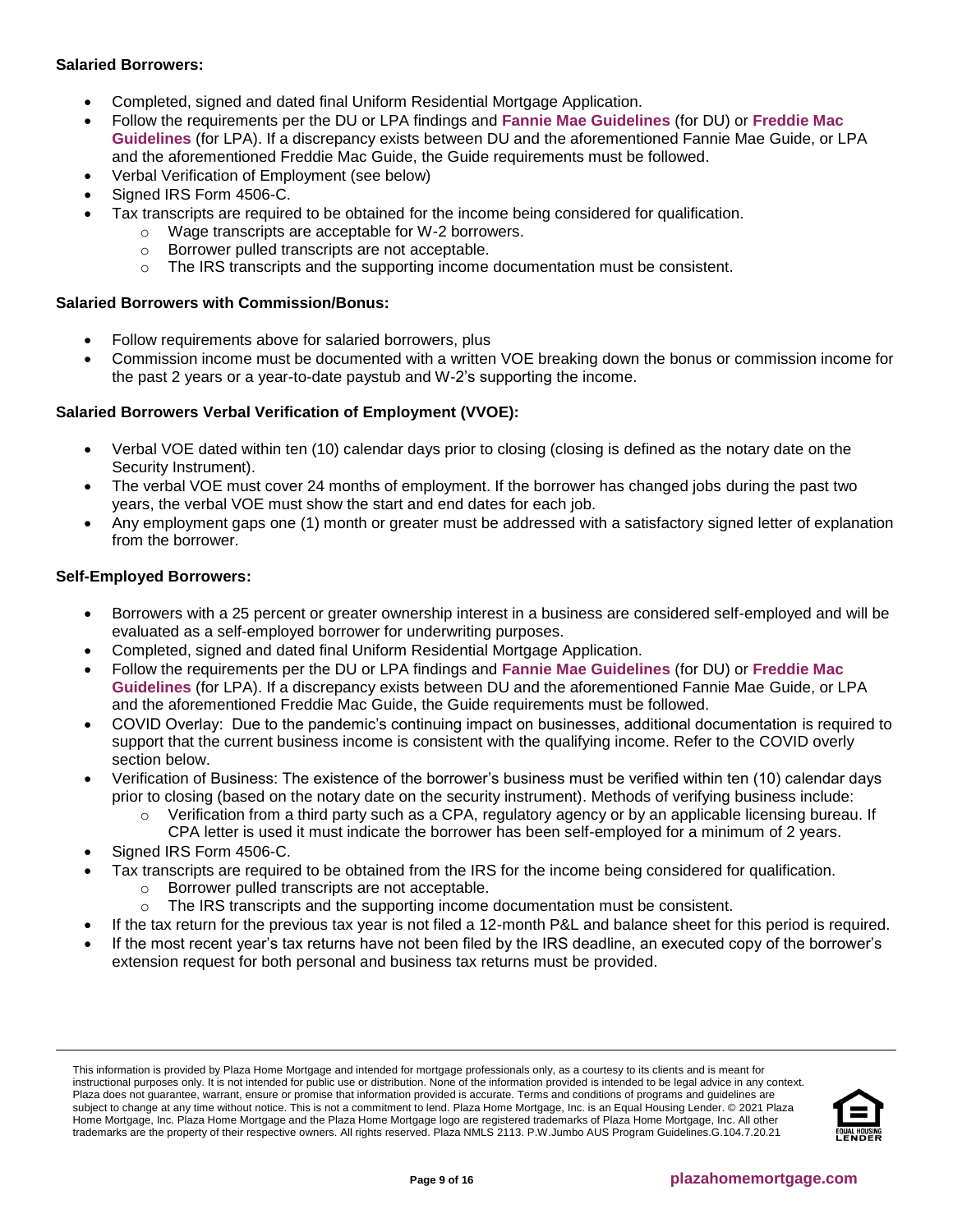**Salaried Borrowers:**

- Completed, signed and dated final Uniform Residential Mortgage Application.
- Follow the requirements per the DU or LPA findings and **Fannie Mae Guidelines** (for DU) or **Freddie Mac Guidelines** (for LPA). If a discrepancy exists between DU and the aforementioned Fannie Mae Guide, or LPA and the aforementioned Freddie Mac Guide, the Guide requirements must be followed.
- Verbal Verification of Employment (see below)
- Signed IRS Form 4506-C.
- Tax transcripts are required to be obtained for the income being considered for qualification.
  - Wage transcripts are acceptable for W-2 borrowers.
  - Borrower pulled transcripts are not acceptable.
  - The IRS transcripts and the supporting income documentation must be consistent.

**Salaried Borrowers with Commission/Bonus:**

- Follow requirements above for salaried borrowers, plus
- Commission income must be documented with a written VOE breaking down the bonus or commission income for the past 2 years or a year-to-date paystub and W-2's supporting the income.

**Salaried Borrowers Verbal Verification of Employment (VVOE):**

- Verbal VOE dated within ten (10) calendar days prior to closing (closing is defined as the notary date on the Security Instrument).
- The verbal VOE must cover 24 months of employment. If the borrower has changed jobs during the past two years, the verbal VOE must show the start and end dates for each job.
- Any employment gaps one (1) month or greater must be addressed with a satisfactory signed letter of explanation from the borrower.

**Self-Employed Borrowers:**

- Borrowers with a 25 percent or greater ownership interest in a business are considered self-employed and will be evaluated as a self-employed borrower for underwriting purposes.
- Completed, signed and dated final Uniform Residential Mortgage Application.
- Follow the requirements per the DU or LPA findings and **Fannie Mae Guidelines** (for DU) or **Freddie Mac Guidelines** (for LPA). If a discrepancy exists between DU and the aforementioned Fannie Mae Guide, or LPA and the aforementioned Freddie Mac Guide, the Guide requirements must be followed.
- COVID Overlay: Due to the pandemic's continuing impact on businesses, additional documentation is required to support that the current business income is consistent with the qualifying income. Refer to the COVID overly section below.
- Verification of Business: The existence of the borrower's business must be verified within ten (10) calendar days prior to closing (based on the notary date on the security instrument). Methods of verifying business include:
  - Verification from a third party such as a CPA, regulatory agency or by an applicable licensing bureau. If CPA letter is used it must indicate the borrower has been self-employed for a minimum of 2 years.
- Signed IRS Form 4506-C.
- Tax transcripts are required to be obtained from the IRS for the income being considered for qualification.
  - Borrower pulled transcripts are not acceptable.
  - The IRS transcripts and the supporting income documentation must be consistent.
- If the tax return for the previous tax year is not filed a 12-month P&L and balance sheet for this period is required.
- If the most recent year's tax returns have not been filed by the IRS deadline, an executed copy of the borrower's extension request for both personal and business tax returns must be provided.

This information is provided by Plaza Home Mortgage and intended for mortgage professionals only, as a courtesy to its clients and is meant for instructional purposes only. It is not intended for public use or distribution. None of the information provided is intended to be legal advice in any context. Plaza does not guarantee, warrant, ensure or promise that information provided is accurate. Terms and conditions of programs and guidelines are subject to change at any time without notice. This is not a commitment to lend. Plaza Home Mortgage, Inc. is an Equal Housing Lender. © 2021 Plaza Home Mortgage, Inc. Plaza Home Mortgage and the Plaza Home Mortgage logo are registered trademarks of Plaza Home Mortgage, Inc. All other trademarks are the property of their respective owners. All rights reserved. Plaza NMLS 2113. P.W.Jumbo AUS Program Guidelines.G.104.7.20.21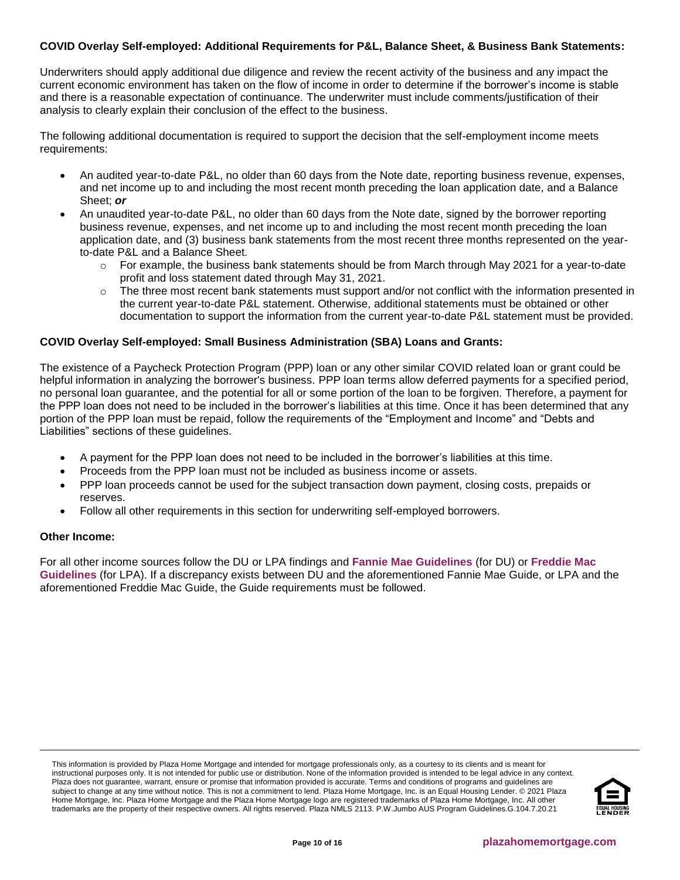### COVID Overlay Self-employed: Additional Requirements for P&L, Balance Sheet, & Business Bank Statements:

Underwriters should apply additional due diligence and review the recent activity of the business and any impact the current economic environment has taken on the flow of income in order to determine if the borrower's income is stable and there is a reasonable expectation of continuance. The underwriter must include comments/justification of their analysis to clearly explain their conclusion of the effect to the business.

The following additional documentation is required to support the decision that the self-employment income meets requirements:

- An audited year-to-date P&L, no older than 60 days from the Note date, reporting business revenue, expenses, and net income up to and including the most recent month preceding the loan application date, and a Balance Sheet; ***or***
- An unaudited year-to-date P&L, no older than 60 days from the Note date, signed by the borrower reporting business revenue, expenses, and net income up to and including the most recent month preceding the loan application date, and (3) business bank statements from the most recent three months represented on the year-to-date P&L and a Balance Sheet.
  - For example, the business bank statements should be from March through May 2021 for a year-to-date profit and loss statement dated through May 31, 2021.
  - The three most recent bank statements must support and/or not conflict with the information presented in the current year-to-date P&L statement. Otherwise, additional statements must be obtained or other documentation to support the information from the current year-to-date P&L statement must be provided.

### COVID Overlay Self-employed: Small Business Administration (SBA) Loans and Grants:

The existence of a Paycheck Protection Program (PPP) loan or any other similar COVID related loan or grant could be helpful information in analyzing the borrower's business. PPP loan terms allow deferred payments for a specified period, no personal loan guarantee, and the potential for all or some portion of the loan to be forgiven. Therefore, a payment for the PPP loan does not need to be included in the borrower's liabilities at this time. Once it has been determined that any portion of the PPP loan must be repaid, follow the requirements of the "Employment and Income" and "Debts and Liabilities" sections of these guidelines.

- A payment for the PPP loan does not need to be included in the borrower's liabilities at this time.
- Proceeds from the PPP loan must not be included as business income or assets.
- PPP loan proceeds cannot be used for the subject transaction down payment, closing costs, prepaids or reserves.
- Follow all other requirements in this section for underwriting self-employed borrowers.

### Other Income:

For all other income sources follow the DU or LPA findings and **Fannie Mae Guidelines** (for DU) or **Freddie Mac Guidelines** (for LPA). If a discrepancy exists between DU and the aforementioned Fannie Mae Guide, or LPA and the aforementioned Freddie Mac Guide, the Guide requirements must be followed.

This information is provided by Plaza Home Mortgage and intended for mortgage professionals only, as a courtesy to its clients and is meant for instructional purposes only. It is not intended for public use or distribution. None of the information provided is intended to be legal advice in any context. Plaza does not guarantee, warrant, ensure or promise that information provided is accurate. Terms and conditions of programs and guidelines are subject to change at any time without notice. This is not a commitment to lend. Plaza Home Mortgage, Inc. is an Equal Housing Lender. © 2021 Plaza Home Mortgage, Inc. Plaza Home Mortgage and the Plaza Home Mortgage logo are registered trademarks of Plaza Home Mortgage, Inc. All other trademarks are the property of their respective owners. All rights reserved. Plaza NMLS 2113. P.W.Jumbo AUS Program Guidelines.G.104.7.20.21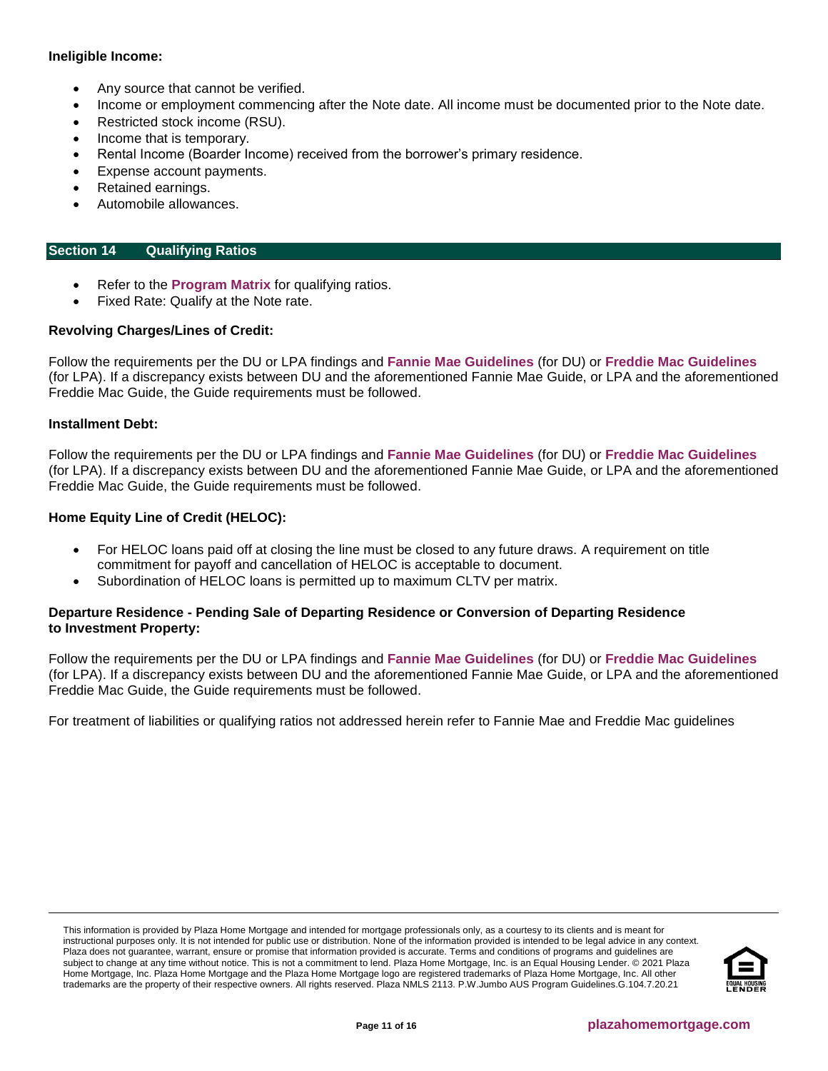**Ineligible Income:**

- Any source that cannot be verified.
- Income or employment commencing after the Note date. All income must be documented prior to the Note date.
- Restricted stock income (RSU).
- Income that is temporary.
- Rental Income (Boarder Income) received from the borrower's primary residence.
- Expense account payments.
- Retained earnings.
- Automobile allowances.

## Section 14 Qualifying Ratios

- Refer to the **Program Matrix** for qualifying ratios.
- Fixed Rate: Qualify at the Note rate.

**Revolving Charges/Lines of Credit:**

Follow the requirements per the DU or LPA findings and **Fannie Mae Guidelines** (for DU) or **Freddie Mac Guidelines** (for LPA). If a discrepancy exists between DU and the aforementioned Fannie Mae Guide, or LPA and the aforementioned Freddie Mac Guide, the Guide requirements must be followed.

**Installment Debt:**

Follow the requirements per the DU or LPA findings and **Fannie Mae Guidelines** (for DU) or **Freddie Mac Guidelines** (for LPA). If a discrepancy exists between DU and the aforementioned Fannie Mae Guide, or LPA and the aforementioned Freddie Mac Guide, the Guide requirements must be followed.

**Home Equity Line of Credit (HELOC):**

- For HELOC loans paid off at closing the line must be closed to any future draws. A requirement on title commitment for payoff and cancellation of HELOC is acceptable to document.
- Subordination of HELOC loans is permitted up to maximum CLTV per matrix.

**Departure Residence - Pending Sale of Departing Residence or Conversion of Departing Residence to Investment Property:**

Follow the requirements per the DU or LPA findings and **Fannie Mae Guidelines** (for DU) or **Freddie Mac Guidelines** (for LPA). If a discrepancy exists between DU and the aforementioned Fannie Mae Guide, or LPA and the aforementioned Freddie Mac Guide, the Guide requirements must be followed.

For treatment of liabilities or qualifying ratios not addressed herein refer to Fannie Mae and Freddie Mac guidelines

This information is provided by Plaza Home Mortgage and intended for mortgage professionals only, as a courtesy to its clients and is meant for instructional purposes only. It is not intended for public use or distribution. None of the information provided is intended to be legal advice in any context. Plaza does not guarantee, warrant, ensure or promise that information provided is accurate. Terms and conditions of programs and guidelines are subject to change at any time without notice. This is not a commitment to lend. Plaza Home Mortgage, Inc. is an Equal Housing Lender. © 2021 Plaza Home Mortgage, Inc. Plaza Home Mortgage and the Plaza Home Mortgage logo are registered trademarks of Plaza Home Mortgage, Inc. All other trademarks are the property of their respective owners. All rights reserved. Plaza NMLS 2113. P.W.Jumbo AUS Program Guidelines.G.104.7.20.21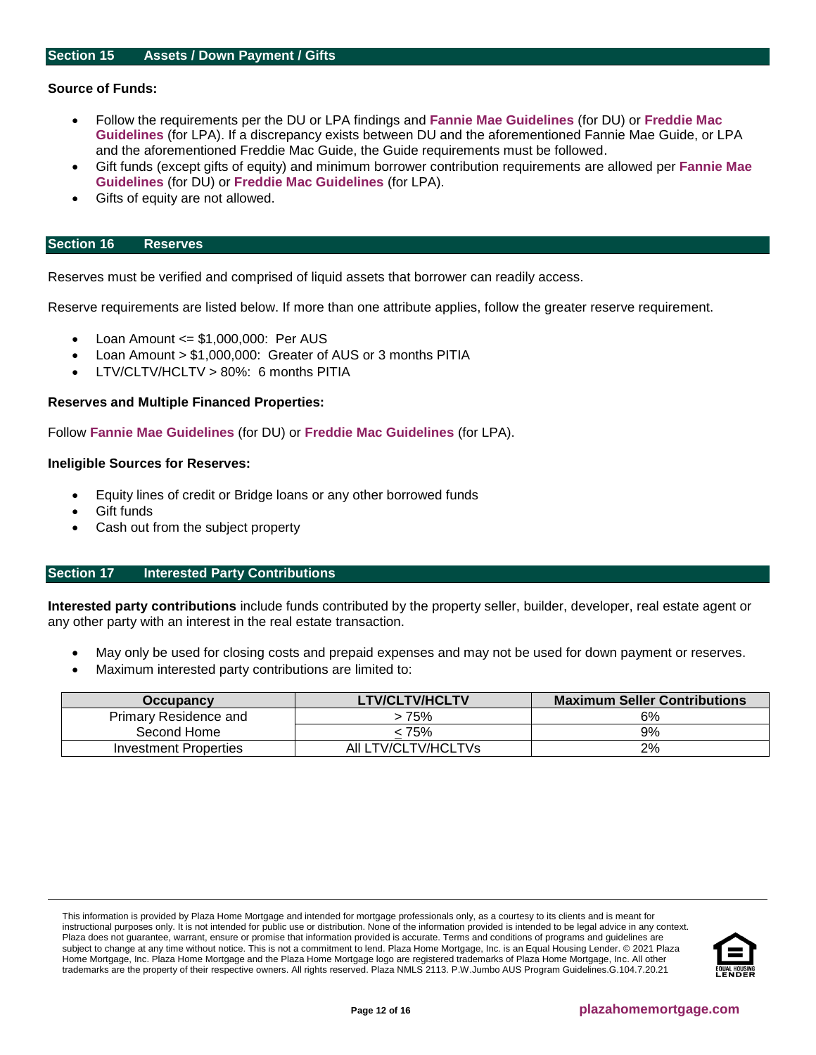## Section 15 Assets / Down Payment / Gifts

**Source of Funds:**

- Follow the requirements per the DU or LPA findings and **Fannie Mae Guidelines** (for DU) or **Freddie Mac Guidelines** (for LPA). If a discrepancy exists between DU and the aforementioned Fannie Mae Guide, or LPA and the aforementioned Freddie Mac Guide, the Guide requirements must be followed.
- Gift funds (except gifts of equity) and minimum borrower contribution requirements are allowed per **Fannie Mae Guidelines** (for DU) or **Freddie Mac Guidelines** (for LPA).
- Gifts of equity are not allowed.

## Section 16 Reserves

Reserves must be verified and comprised of liquid assets that borrower can readily access.

Reserve requirements are listed below. If more than one attribute applies, follow the greater reserve requirement.

- Loan Amount <= $1,000,000: Per AUS
- Loan Amount > $1,000,000: Greater of AUS or 3 months PITIA
- LTV/CLTV/HCLTV > 80%: 6 months PITIA

**Reserves and Multiple Financed Properties:**

Follow **Fannie Mae Guidelines** (for DU) or **Freddie Mac Guidelines** (for LPA).

**Ineligible Sources for Reserves:**

- Equity lines of credit or Bridge loans or any other borrowed funds
- Gift funds
- Cash out from the subject property

## Section 17 Interested Party Contributions

**Interested party contributions** include funds contributed by the property seller, builder, developer, real estate agent or any other party with an interest in the real estate transaction.

- May only be used for closing costs and prepaid expenses and may not be used for down payment or reserves.
- Maximum interested party contributions are limited to:

| Occupancy | LTV/CLTV/HCLTV | Maximum Seller Contributions |
|---|---|---|
| Primary Residence and Second Home | > 75% | 6% |
| | ≤ 75% | 9% |
| Investment Properties | All LTV/CLTV/HCLTVs | 2% |

This information is provided by Plaza Home Mortgage and intended for mortgage professionals only, as a courtesy to its clients and is meant for instructional purposes only. It is not intended for public use or distribution. None of the information provided is intended to be legal advice in any context. Plaza does not guarantee, warrant, ensure or promise that information provided is accurate. Terms and conditions of programs and guidelines are subject to change at any time without notice. This is not a commitment to lend. Plaza Home Mortgage, Inc. is an Equal Housing Lender. © 2021 Plaza Home Mortgage, Inc. Plaza Home Mortgage and the Plaza Home Mortgage logo are registered trademarks of Plaza Home Mortgage, Inc. All other trademarks are the property of their respective owners. All rights reserved. Plaza NMLS 2113. P.W.Jumbo AUS Program Guidelines.G.104.7.20.21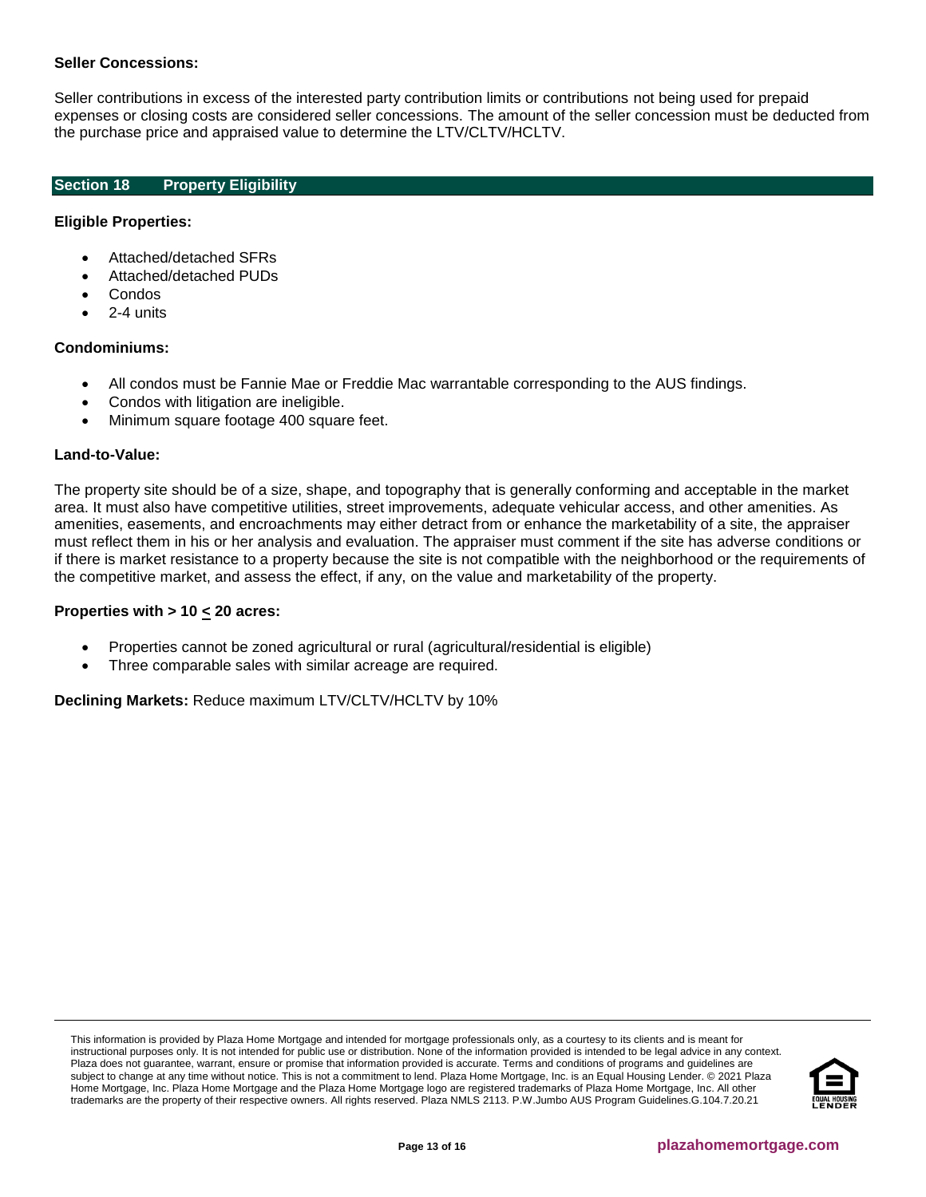**Seller Concessions:**

Seller contributions in excess of the interested party contribution limits or contributions not being used for prepaid expenses or closing costs are considered seller concessions. The amount of the seller concession must be deducted from the purchase price and appraised value to determine the LTV/CLTV/HCLTV.

## Section 18 Property Eligibility

**Eligible Properties:**

- Attached/detached SFRs
- Attached/detached PUDs
- Condos
- 2-4 units

**Condominiums:**

- All condos must be Fannie Mae or Freddie Mac warrantable corresponding to the AUS findings.
- Condos with litigation are ineligible.
- Minimum square footage 400 square feet.

**Land-to-Value:**

The property site should be of a size, shape, and topography that is generally conforming and acceptable in the market area. It must also have competitive utilities, street improvements, adequate vehicular access, and other amenities. As amenities, easements, and encroachments may either detract from or enhance the marketability of a site, the appraiser must reflect them in his or her analysis and evaluation. The appraiser must comment if the site has adverse conditions or if there is market resistance to a property because the site is not compatible with the neighborhood or the requirements of the competitive market, and assess the effect, if any, on the value and marketability of the property.

**Properties with > 10 ≤ 20 acres:**

- Properties cannot be zoned agricultural or rural (agricultural/residential is eligible)
- Three comparable sales with similar acreage are required.

**Declining Markets:** Reduce maximum LTV/CLTV/HCLTV by 10%

This information is provided by Plaza Home Mortgage and intended for mortgage professionals only, as a courtesy to its clients and is meant for instructional purposes only. It is not intended for public use or distribution. None of the information provided is intended to be legal advice in any context. Plaza does not guarantee, warrant, ensure or promise that information provided is accurate. Terms and conditions of programs and guidelines are subject to change at any time without notice. This is not a commitment to lend. Plaza Home Mortgage, Inc. is an Equal Housing Lender. © 2021 Plaza Home Mortgage, Inc. Plaza Home Mortgage and the Plaza Home Mortgage logo are registered trademarks of Plaza Home Mortgage, Inc. All other trademarks are the property of their respective owners. All rights reserved. Plaza NMLS 2113. P.W.Jumbo AUS Program Guidelines.G.104.7.20.21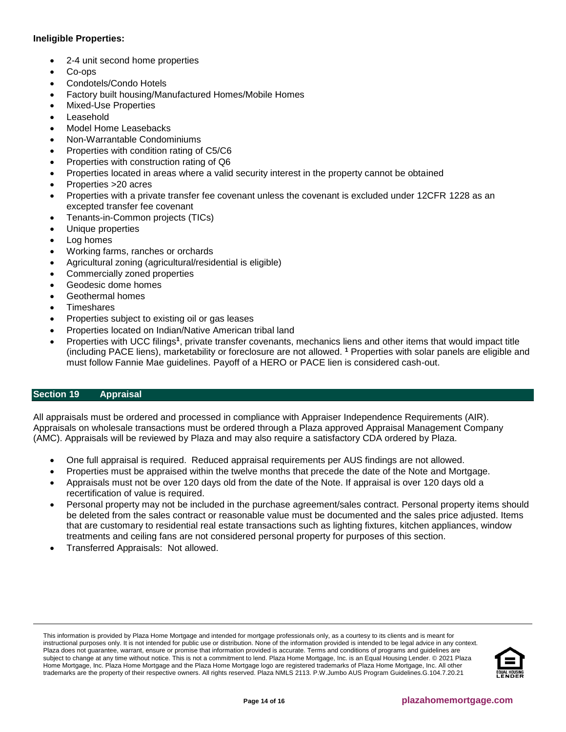**Ineligible Properties:**

- 2-4 unit second home properties
- Co-ops
- Condotels/Condo Hotels
- Factory built housing/Manufactured Homes/Mobile Homes
- Mixed-Use Properties
- Leasehold
- Model Home Leasebacks
- Non-Warrantable Condominiums
- Properties with condition rating of C5/C6
- Properties with construction rating of Q6
- Properties located in areas where a valid security interest in the property cannot be obtained
- Properties >20 acres
- Properties with a private transfer fee covenant unless the covenant is excluded under 12CFR 1228 as an excepted transfer fee covenant
- Tenants-in-Common projects (TICs)
- Unique properties
- Log homes
- Working farms, ranches or orchards
- Agricultural zoning (agricultural/residential is eligible)
- Commercially zoned properties
- Geodesic dome homes
- Geothermal homes
- Timeshares
- Properties subject to existing oil or gas leases
- Properties located on Indian/Native American tribal land
- Properties with UCC filings[1], private transfer covenants, mechanics liens and other items that would impact title (including PACE liens), marketability or foreclosure are not allowed. [1] Properties with solar panels are eligible and must follow Fannie Mae guidelines. Payoff of a HERO or PACE lien is considered cash-out.

## Section 19 Appraisal

All appraisals must be ordered and processed in compliance with Appraiser Independence Requirements (AIR). Appraisals on wholesale transactions must be ordered through a Plaza approved Appraisal Management Company (AMC). Appraisals will be reviewed by Plaza and may also require a satisfactory CDA ordered by Plaza.

- One full appraisal is required. Reduced appraisal requirements per AUS findings are not allowed.
- Properties must be appraised within the twelve months that precede the date of the Note and Mortgage.
- Appraisals must not be over 120 days old from the date of the Note. If appraisal is over 120 days old a recertification of value is required.
- Personal property may not be included in the purchase agreement/sales contract. Personal property items should be deleted from the sales contract or reasonable value must be documented and the sales price adjusted. Items that are customary to residential real estate transactions such as lighting fixtures, kitchen appliances, window treatments and ceiling fans are not considered personal property for purposes of this section.
- Transferred Appraisals: Not allowed.

This information is provided by Plaza Home Mortgage and intended for mortgage professionals only, as a courtesy to its clients and is meant for instructional purposes only. It is not intended for public use or distribution. None of the information provided is intended to be legal advice in any context. Plaza does not guarantee, warrant, ensure or promise that information provided is accurate. Terms and conditions of programs and guidelines are subject to change at any time without notice. This is not a commitment to lend. Plaza Home Mortgage, Inc. is an Equal Housing Lender. © 2021 Plaza Home Mortgage, Inc. Plaza Home Mortgage and the Plaza Home Mortgage logo are registered trademarks of Plaza Home Mortgage, Inc. All other trademarks are the property of their respective owners. All rights reserved. Plaza NMLS 2113. P.W.Jumbo AUS Program Guidelines.G.104.7.20.21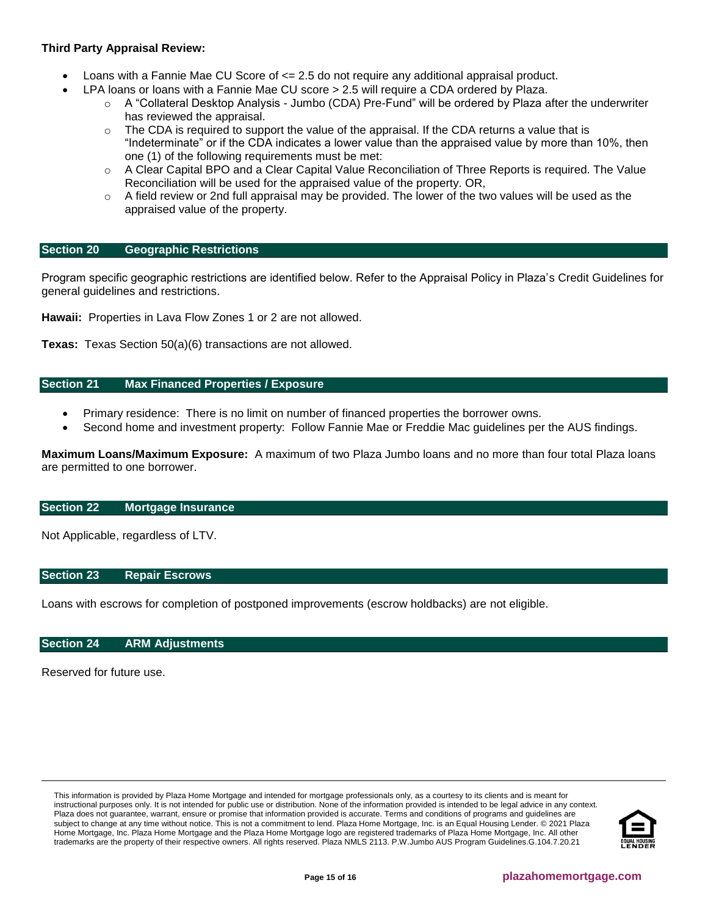**Third Party Appraisal Review:**

- Loans with a Fannie Mae CU Score of <= 2.5 do not require any additional appraisal product.
- LPA loans or loans with a Fannie Mae CU score > 2.5 will require a CDA ordered by Plaza.
  - A "Collateral Desktop Analysis - Jumbo (CDA) Pre-Fund" will be ordered by Plaza after the underwriter has reviewed the appraisal.
  - The CDA is required to support the value of the appraisal. If the CDA returns a value that is "Indeterminate" or if the CDA indicates a lower value than the appraised value by more than 10%, then one (1) of the following requirements must be met:
  - A Clear Capital BPO and a Clear Capital Value Reconciliation of Three Reports is required. The Value Reconciliation will be used for the appraised value of the property. OR,
  - A field review or 2nd full appraisal may be provided. The lower of the two values will be used as the appraised value of the property.

## Section 20 Geographic Restrictions

Program specific geographic restrictions are identified below. Refer to the Appraisal Policy in Plaza's Credit Guidelines for general guidelines and restrictions.

**Hawaii:** Properties in Lava Flow Zones 1 or 2 are not allowed.

**Texas:** Texas Section 50(a)(6) transactions are not allowed.

## Section 21 Max Financed Properties / Exposure

- Primary residence: There is no limit on number of financed properties the borrower owns.
- Second home and investment property: Follow Fannie Mae or Freddie Mac guidelines per the AUS findings.

**Maximum Loans/Maximum Exposure:** A maximum of two Plaza Jumbo loans and no more than four total Plaza loans are permitted to one borrower.

## Section 22 Mortgage Insurance

Not Applicable, regardless of LTV.

## Section 23 Repair Escrows

Loans with escrows for completion of postponed improvements (escrow holdbacks) are not eligible.

## Section 24 ARM Adjustments

Reserved for future use.

This information is provided by Plaza Home Mortgage and intended for mortgage professionals only, as a courtesy to its clients and is meant for instructional purposes only. It is not intended for public use or distribution. None of the information provided is intended to be legal advice in any context. Plaza does not guarantee, warrant, ensure or promise that information provided is accurate. Terms and conditions of programs and guidelines are subject to change at any time without notice. This is not a commitment to lend. Plaza Home Mortgage, Inc. is an Equal Housing Lender. © 2021 Plaza Home Mortgage, Inc. Plaza Home Mortgage and the Plaza Home Mortgage logo are registered trademarks of Plaza Home Mortgage, Inc. All other trademarks are the property of their respective owners. All rights reserved. Plaza NMLS 2113. P.W.Jumbo AUS Program Guidelines.G.104.7.20.21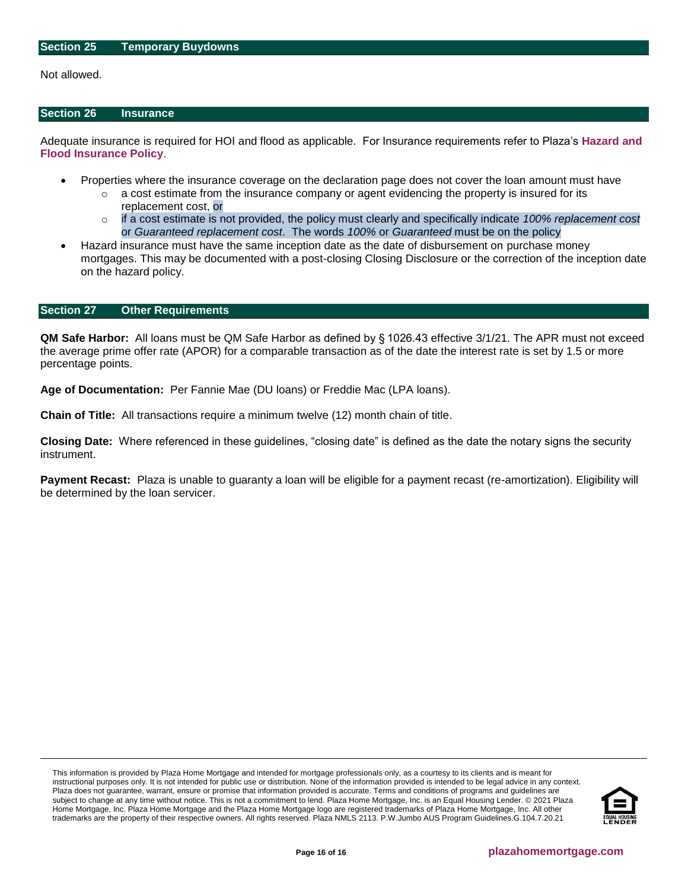## Section 25 Temporary Buydowns

Not allowed.

## Section 26 Insurance

Adequate insurance is required for HOI and flood as applicable. For Insurance requirements refer to Plaza's **Hazard and Flood Insurance Policy**.

- Properties where the insurance coverage on the declaration page does not cover the loan amount must have
  - a cost estimate from the insurance company or agent evidencing the property is insured for its replacement cost, or
  - if a cost estimate is not provided, the policy must clearly and specifically indicate *100% replacement cost* or *Guaranteed replacement cost*. The words *100%* or *Guaranteed* must be on the policy
- Hazard insurance must have the same inception date as the date of disbursement on purchase money mortgages. This may be documented with a post-closing Closing Disclosure or the correction of the inception date on the hazard policy.

## Section 27 Other Requirements

**QM Safe Harbor:** All loans must be QM Safe Harbor as defined by § 1026.43 effective 3/1/21. The APR must not exceed the average prime offer rate (APOR) for a comparable transaction as of the date the interest rate is set by 1.5 or more percentage points.

**Age of Documentation:** Per Fannie Mae (DU loans) or Freddie Mac (LPA loans).

**Chain of Title:** All transactions require a minimum twelve (12) month chain of title.

**Closing Date:** Where referenced in these guidelines, "closing date" is defined as the date the notary signs the security instrument.

**Payment Recast:** Plaza is unable to guaranty a loan will be eligible for a payment recast (re-amortization). Eligibility will be determined by the loan servicer.

This information is provided by Plaza Home Mortgage and intended for mortgage professionals only, as a courtesy to its clients and is meant for instructional purposes only. It is not intended for public use or distribution. None of the information provided is intended to be legal advice in any context. Plaza does not guarantee, warrant, ensure or promise that information provided is accurate. Terms and conditions of programs and guidelines are subject to change at any time without notice. This is not a commitment to lend. Plaza Home Mortgage, Inc. is an Equal Housing Lender. © 2021 Plaza Home Mortgage, Inc. Plaza Home Mortgage and the Plaza Home Mortgage logo are registered trademarks of Plaza Home Mortgage, Inc. All other trademarks are the property of their respective owners. All rights reserved. Plaza NMLS 2113. P.W.Jumbo AUS Program Guidelines.G.104.7.20.21

plazahomemortgage.com